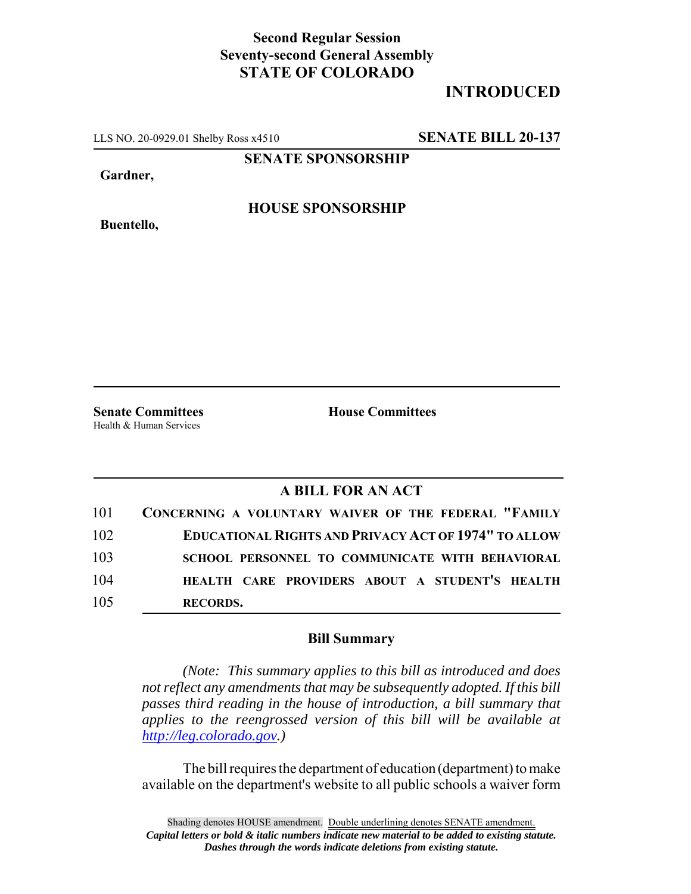**Second Regular Session**
**Seventy-second General Assembly**
**STATE OF COLORADO**

# INTRODUCED

LLS NO. 20-0929.01 Shelby Ross x4510 **SENATE BILL 20-137**

**SENATE SPONSORSHIP**

**Gardner,**

**HOUSE SPONSORSHIP**

**Buentello,**

**Senate Committees**
Health & Human Services

**House Committees**

## A BILL FOR AN ACT

101 **CONCERNING A VOLUNTARY WAIVER OF THE FEDERAL "FAMILY**
102 **EDUCATIONAL RIGHTS AND PRIVACY ACT OF 1974" TO ALLOW**
103 **SCHOOL PERSONNEL TO COMMUNICATE WITH BEHAVIORAL**
104 **HEALTH CARE PROVIDERS ABOUT A STUDENT'S HEALTH**
105 **RECORDS.**

### Bill Summary

*(Note: This summary applies to this bill as introduced and does not reflect any amendments that may be subsequently adopted. If this bill passes third reading in the house of introduction, a bill summary that applies to the reengrossed version of this bill will be available at http://leg.colorado.gov.)*

The bill requires the department of education (department) to make available on the department's website to all public schools a waiver form

Shading denotes HOUSE amendment. Double underlining denotes SENATE amendment.
***Capital letters or bold & italic numbers indicate new material to be added to existing statute.***
***Dashes through the words indicate deletions from existing statute.***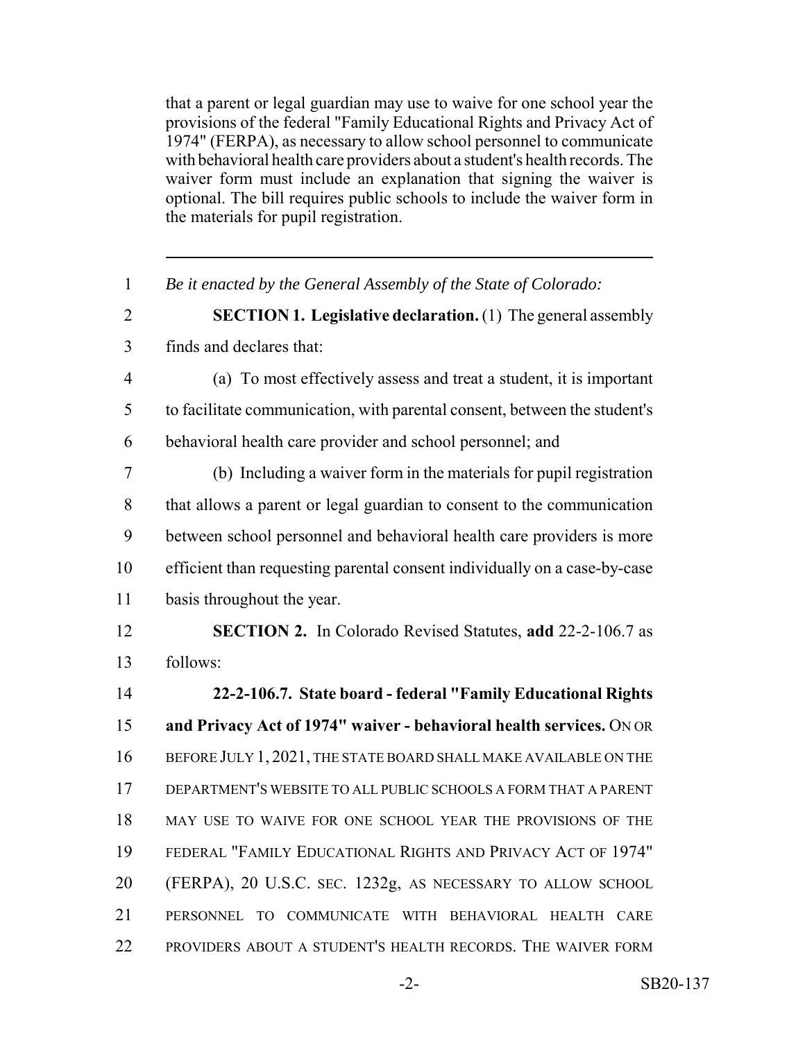that a parent or legal guardian may use to waive for one school year the provisions of the federal "Family Educational Rights and Privacy Act of 1974" (FERPA), as necessary to allow school personnel to communicate with behavioral health care providers about a student's health records. The waiver form must include an explanation that signing the waiver is optional. The bill requires public schools to include the waiver form in the materials for pupil registration.

---

1 *Be it enacted by the General Assembly of the State of Colorado:*

2 **SECTION 1. Legislative declaration.** (1) The general assembly
3 finds and declares that:

4 (a) To most effectively assess and treat a student, it is important
5 to facilitate communication, with parental consent, between the student's
6 behavioral health care provider and school personnel; and

7 (b) Including a waiver form in the materials for pupil registration
8 that allows a parent or legal guardian to consent to the communication
9 between school personnel and behavioral health care providers is more
10 efficient than requesting parental consent individually on a case-by-case
11 basis throughout the year.

12 **SECTION 2.** In Colorado Revised Statutes, **add** 22-2-106.7 as
13 follows:

14 **22-2-106.7. State board - federal "Family Educational Rights**
15 **and Privacy Act of 1974" waiver - behavioral health services.** ON OR
16 BEFORE JULY 1, 2021, THE STATE BOARD SHALL MAKE AVAILABLE ON THE
17 DEPARTMENT'S WEBSITE TO ALL PUBLIC SCHOOLS A FORM THAT A PARENT
18 MAY USE TO WAIVE FOR ONE SCHOOL YEAR THE PROVISIONS OF THE
19 FEDERAL "FAMILY EDUCATIONAL RIGHTS AND PRIVACY ACT OF 1974"
20 (FERPA), 20 U.S.C. SEC. 1232g, AS NECESSARY TO ALLOW SCHOOL
21 PERSONNEL TO COMMUNICATE WITH BEHAVIORAL HEALTH CARE
22 PROVIDERS ABOUT A STUDENT'S HEALTH RECORDS. THE WAIVER FORM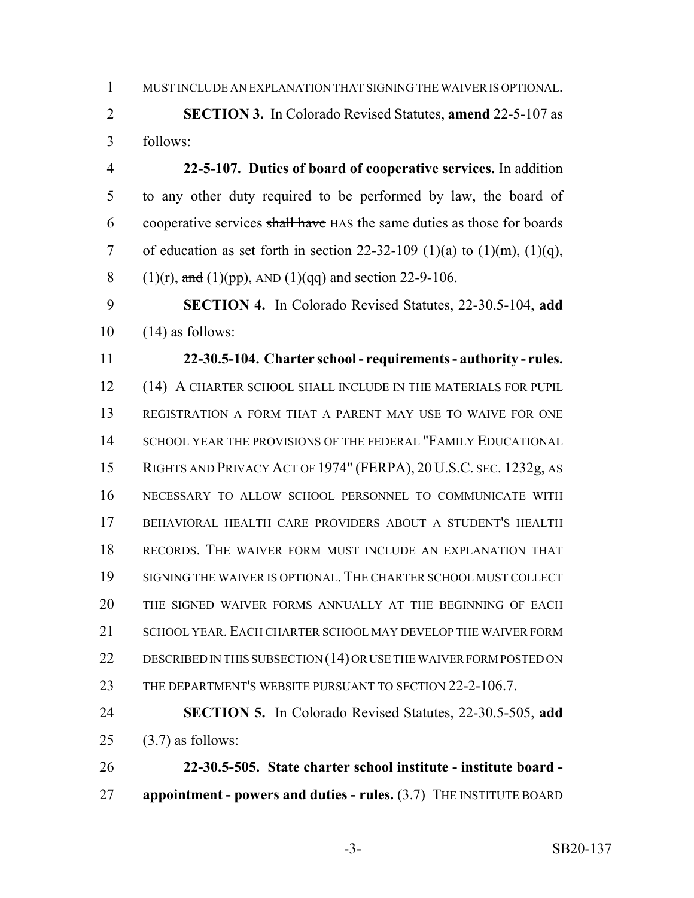MUST INCLUDE AN EXPLANATION THAT SIGNING THE WAIVER IS OPTIONAL.

**SECTION 3.** In Colorado Revised Statutes, **amend** 22-5-107 as follows:

**22-5-107. Duties of board of cooperative services.** In addition to any other duty required to be performed by law, the board of cooperative services ~~shall have~~ HAS the same duties as those for boards of education as set forth in section 22-32-109 (1)(a) to (1)(m), (1)(q), (1)(r), ~~and~~ (1)(pp), AND (1)(qq) and section 22-9-106.

**SECTION 4.** In Colorado Revised Statutes, 22-30.5-104, **add** (14) as follows:

**22-30.5-104. Charter school - requirements - authority - rules.** (14) A CHARTER SCHOOL SHALL INCLUDE IN THE MATERIALS FOR PUPIL REGISTRATION A FORM THAT A PARENT MAY USE TO WAIVE FOR ONE SCHOOL YEAR THE PROVISIONS OF THE FEDERAL "FAMILY EDUCATIONAL RIGHTS AND PRIVACY ACT OF 1974" (FERPA), 20 U.S.C. SEC. 1232g, AS NECESSARY TO ALLOW SCHOOL PERSONNEL TO COMMUNICATE WITH BEHAVIORAL HEALTH CARE PROVIDERS ABOUT A STUDENT'S HEALTH RECORDS. THE WAIVER FORM MUST INCLUDE AN EXPLANATION THAT SIGNING THE WAIVER IS OPTIONAL. THE CHARTER SCHOOL MUST COLLECT THE SIGNED WAIVER FORMS ANNUALLY AT THE BEGINNING OF EACH SCHOOL YEAR. EACH CHARTER SCHOOL MAY DEVELOP THE WAIVER FORM DESCRIBED IN THIS SUBSECTION (14) OR USE THE WAIVER FORM POSTED ON THE DEPARTMENT'S WEBSITE PURSUANT TO SECTION 22-2-106.7.

**SECTION 5.** In Colorado Revised Statutes, 22-30.5-505, **add** (3.7) as follows:

**22-30.5-505. State charter school institute - institute board - appointment - powers and duties - rules.** (3.7) THE INSTITUTE BOARD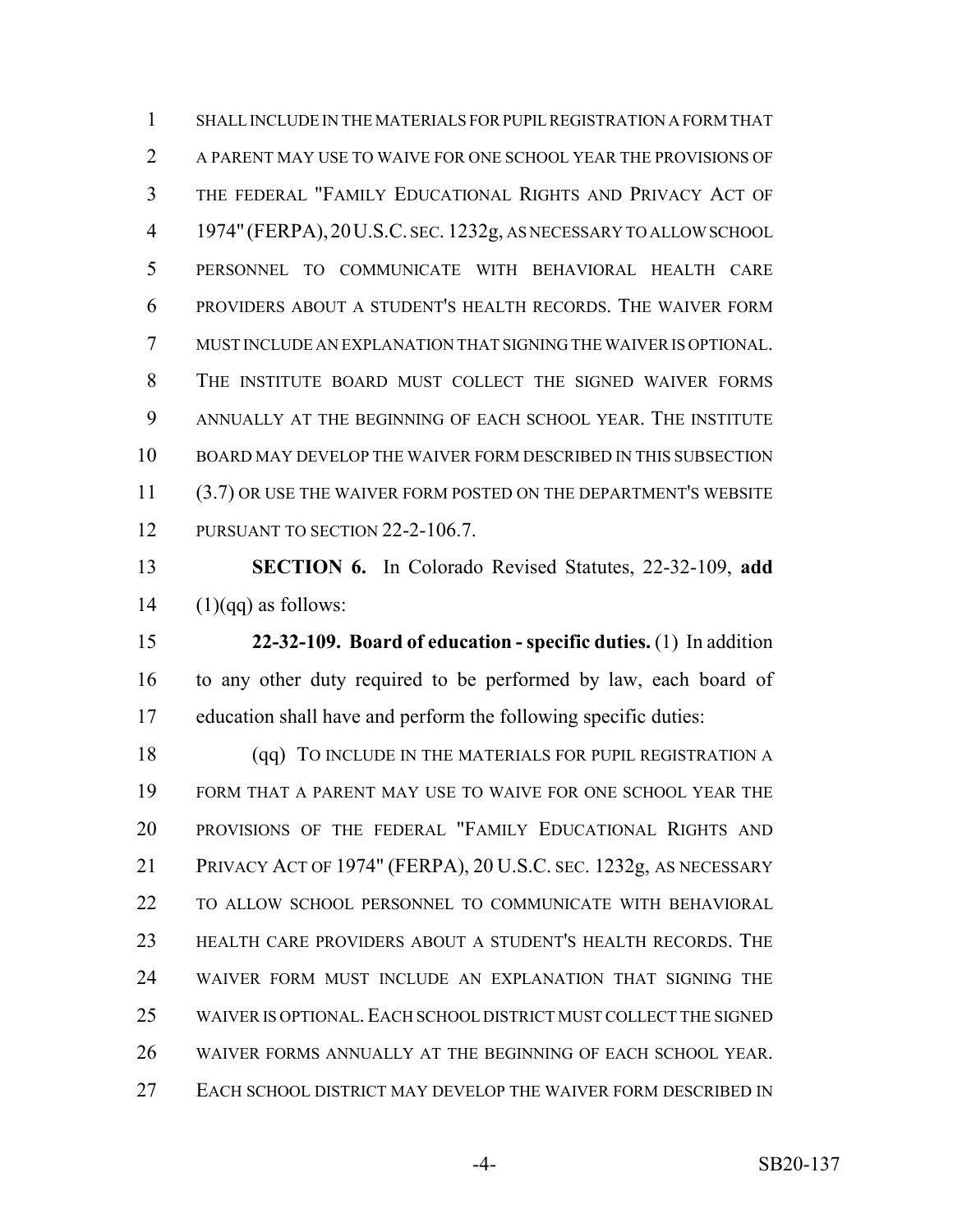SHALL INCLUDE IN THE MATERIALS FOR PUPIL REGISTRATION A FORM THAT A PARENT MAY USE TO WAIVE FOR ONE SCHOOL YEAR THE PROVISIONS OF THE FEDERAL "FAMILY EDUCATIONAL RIGHTS AND PRIVACY ACT OF 1974" (FERPA), 20 U.S.C. SEC. 1232g, AS NECESSARY TO ALLOW SCHOOL PERSONNEL TO COMMUNICATE WITH BEHAVIORAL HEALTH CARE PROVIDERS ABOUT A STUDENT'S HEALTH RECORDS. THE WAIVER FORM MUST INCLUDE AN EXPLANATION THAT SIGNING THE WAIVER IS OPTIONAL. THE INSTITUTE BOARD MUST COLLECT THE SIGNED WAIVER FORMS ANNUALLY AT THE BEGINNING OF EACH SCHOOL YEAR. THE INSTITUTE BOARD MAY DEVELOP THE WAIVER FORM DESCRIBED IN THIS SUBSECTION (3.7) OR USE THE WAIVER FORM POSTED ON THE DEPARTMENT'S WEBSITE PURSUANT TO SECTION 22-2-106.7.

**SECTION 6.** In Colorado Revised Statutes, 22-32-109, **add** (1)(qq) as follows:

**22-32-109. Board of education - specific duties.** (1) In addition to any other duty required to be performed by law, each board of education shall have and perform the following specific duties:

(qq) TO INCLUDE IN THE MATERIALS FOR PUPIL REGISTRATION A FORM THAT A PARENT MAY USE TO WAIVE FOR ONE SCHOOL YEAR THE PROVISIONS OF THE FEDERAL "FAMILY EDUCATIONAL RIGHTS AND PRIVACY ACT OF 1974" (FERPA), 20 U.S.C. SEC. 1232g, AS NECESSARY TO ALLOW SCHOOL PERSONNEL TO COMMUNICATE WITH BEHAVIORAL HEALTH CARE PROVIDERS ABOUT A STUDENT'S HEALTH RECORDS. THE WAIVER FORM MUST INCLUDE AN EXPLANATION THAT SIGNING THE WAIVER IS OPTIONAL. EACH SCHOOL DISTRICT MUST COLLECT THE SIGNED WAIVER FORMS ANNUALLY AT THE BEGINNING OF EACH SCHOOL YEAR. EACH SCHOOL DISTRICT MAY DEVELOP THE WAIVER FORM DESCRIBED IN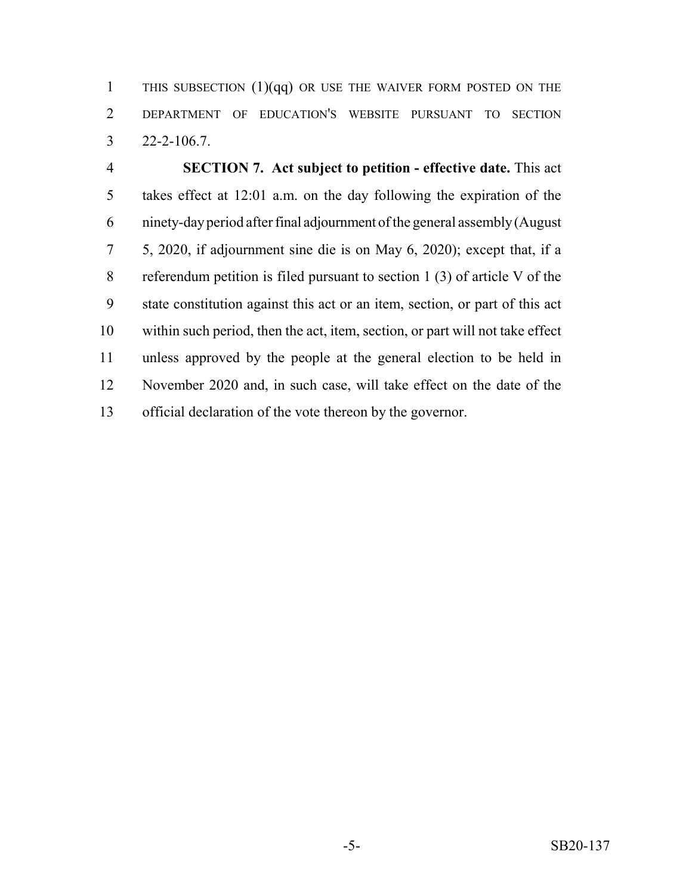THIS SUBSECTION (1)(qq) OR USE THE WAIVER FORM POSTED ON THE DEPARTMENT OF EDUCATION'S WEBSITE PURSUANT TO SECTION 22-2-106.7.

**SECTION 7. Act subject to petition - effective date.** This act takes effect at 12:01 a.m. on the day following the expiration of the ninety-day period after final adjournment of the general assembly (August 5, 2020, if adjournment sine die is on May 6, 2020); except that, if a referendum petition is filed pursuant to section 1 (3) of article V of the state constitution against this act or an item, section, or part of this act within such period, then the act, item, section, or part will not take effect unless approved by the people at the general election to be held in November 2020 and, in such case, will take effect on the date of the official declaration of the vote thereon by the governor.